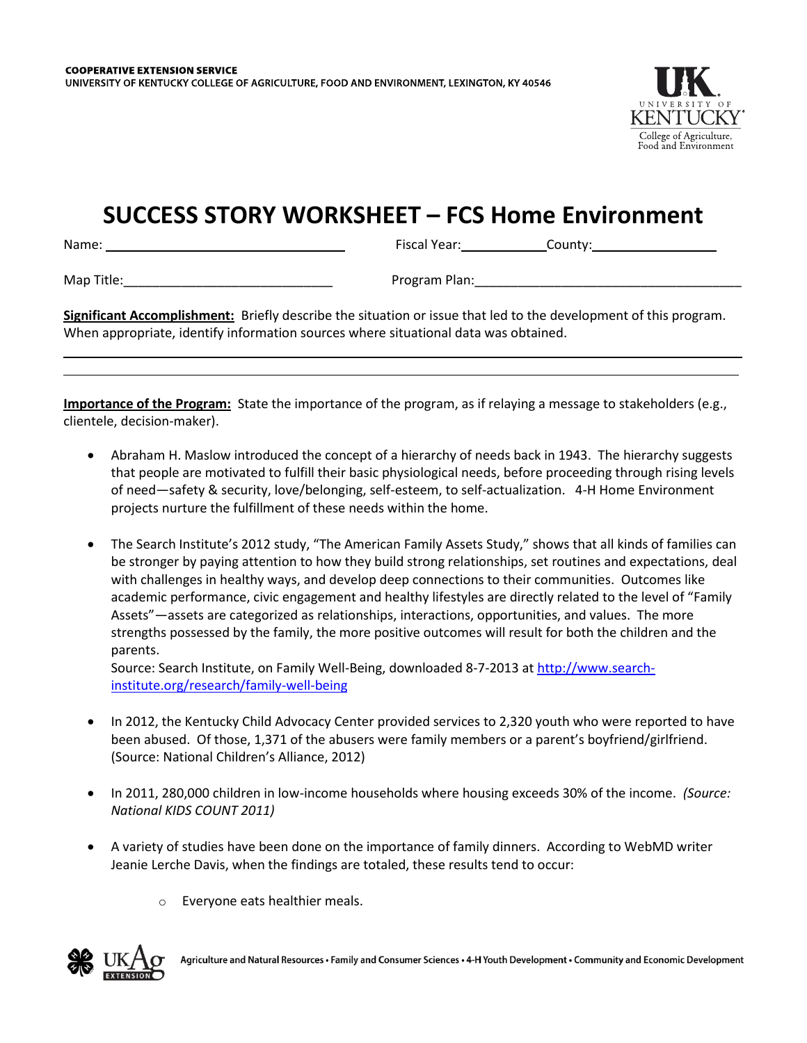**COOPERATIVE EXTENSION SERVICE**
**UNIVERSITY OF KENTUCKY COLLEGE OF AGRICULTURE, FOOD AND ENVIRONMENT, LEXINGTON, KY 40546**

# SUCCESS STORY WORKSHEET – FCS Home Environment

Name: ________________________________ Fiscal Year: ___________ County: _________________

Map Title: ____________________________ Program Plan: ____________________________________

**Significant Accomplishment:** Briefly describe the situation or issue that led to the development of this program. When appropriate, identify information sources where situational data was obtained.

______________________________________________________________________________________

______________________________________________________________________________________

**Importance of the Program:** State the importance of the program, as if relaying a message to stakeholders (e.g., clientele, decision-maker).

- Abraham H. Maslow introduced the concept of a hierarchy of needs back in 1943. The hierarchy suggests that people are motivated to fulfill their basic physiological needs, before proceeding through rising levels of need—safety & security, love/belonging, self-esteem, to self-actualization. 4-H Home Environment projects nurture the fulfillment of these needs within the home.

- The Search Institute's 2012 study, "The American Family Assets Study," shows that all kinds of families can be stronger by paying attention to how they build strong relationships, set routines and expectations, deal with challenges in healthy ways, and develop deep connections to their communities. Outcomes like academic performance, civic engagement and healthy lifestyles are directly related to the level of "Family Assets"—assets are categorized as relationships, interactions, opportunities, and values. The more strengths possessed by the family, the more positive outcomes will result for both the children and the parents.
  Source: Search Institute, on Family Well-Being, downloaded 8-7-2013 at http://www.search-institute.org/research/family-well-being

- In 2012, the Kentucky Child Advocacy Center provided services to 2,320 youth who were reported to have been abused. Of those, 1,371 of the abusers were family members or a parent's boyfriend/girlfriend. (Source: National Children's Alliance, 2012)

- In 2011, 280,000 children in low-income households where housing exceeds 30% of the income. *(Source: National KIDS COUNT 2011)*

- A variety of studies have been done on the importance of family dinners. According to WebMD writer Jeanie Lerche Davis, when the findings are totaled, these results tend to occur:
  - Everyone eats healthier meals.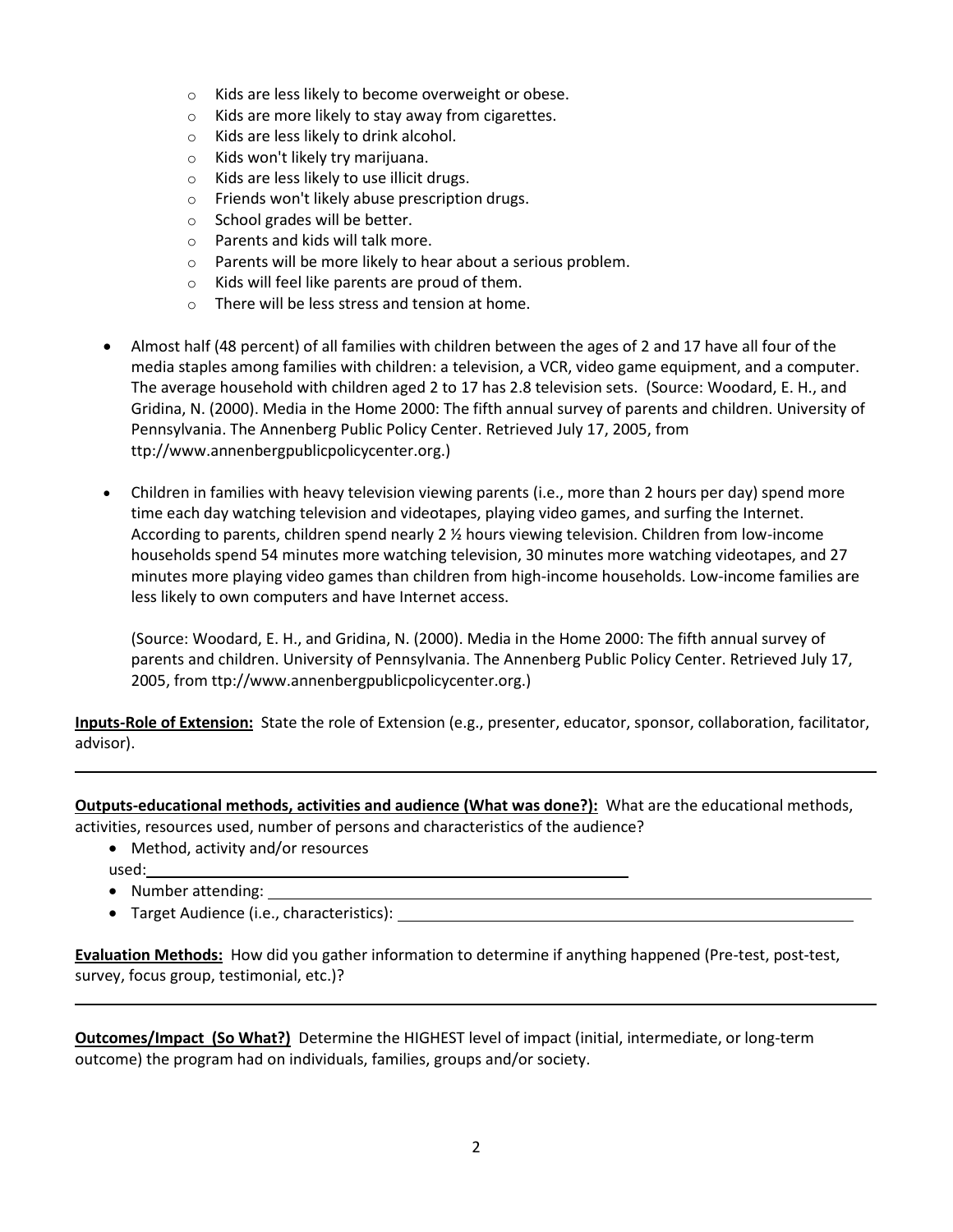- Kids are less likely to become overweight or obese.
  - Kids are more likely to stay away from cigarettes.
  - Kids are less likely to drink alcohol.
  - Kids won't likely try marijuana.
  - Kids are less likely to use illicit drugs.
  - Friends won't likely abuse prescription drugs.
  - School grades will be better.
  - Parents and kids will talk more.
  - Parents will be more likely to hear about a serious problem.
  - Kids will feel like parents are proud of them.
  - There will be less stress and tension at home.

- Almost half (48 percent) of all families with children between the ages of 2 and 17 have all four of the media staples among families with children: a television, a VCR, video game equipment, and a computer. The average household with children aged 2 to 17 has 2.8 television sets. (Source: Woodard, E. H., and Gridina, N. (2000). Media in the Home 2000: The fifth annual survey of parents and children. University of Pennsylvania. The Annenberg Public Policy Center. Retrieved July 17, 2005, from ttp://www.annenbergpublicpolicycenter.org.)

- Children in families with heavy television viewing parents (i.e., more than 2 hours per day) spend more time each day watching television and videotapes, playing video games, and surfing the Internet. According to parents, children spend nearly 2 ½ hours viewing television. Children from low-income households spend 54 minutes more watching television, 30 minutes more watching videotapes, and 27 minutes more playing video games than children from high-income households. Low-income families are less likely to own computers and have Internet access.

  (Source: Woodard, E. H., and Gridina, N. (2000). Media in the Home 2000: The fifth annual survey of parents and children. University of Pennsylvania. The Annenberg Public Policy Center. Retrieved July 17, 2005, from ttp://www.annenbergpublicpolicycenter.org.)

**Inputs-Role of Extension:** State the role of Extension (e.g., presenter, educator, sponsor, collaboration, facilitator, advisor).

---

**Outputs-educational methods, activities and audience (What was done?):** What are the educational methods, activities, resources used, number of persons and characteristics of the audience?

- Method, activity and/or resources used: ______
- Number attending: ______
- Target Audience (i.e., characteristics): ______

**Evaluation Methods:** How did you gather information to determine if anything happened (Pre-test, post-test, survey, focus group, testimonial, etc.)?

---

**Outcomes/Impact (So What?)** Determine the HIGHEST level of impact (initial, intermediate, or long-term outcome) the program had on individuals, families, groups and/or society.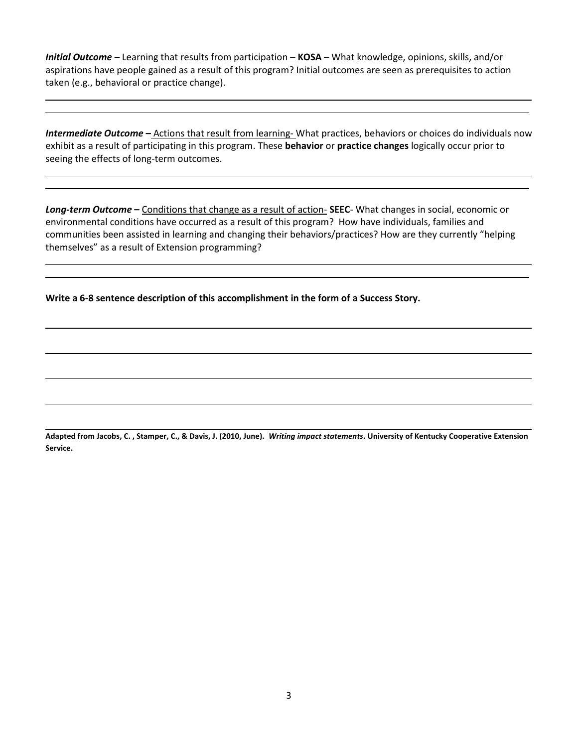***Initial Outcome –*** Learning that results from participation – **KOSA** – What knowledge, opinions, skills, and/or aspirations have people gained as a result of this program? Initial outcomes are seen as prerequisites to action taken (e.g., behavioral or practice change).

---

***Intermediate Outcome –*** Actions that result from learning- What practices, behaviors or choices do individuals now exhibit as a result of participating in this program. These **behavior** or **practice changes** logically occur prior to seeing the effects of long-term outcomes.

---

***Long-term Outcome –*** Conditions that change as a result of action- **SEEC**- What changes in social, economic or environmental conditions have occurred as a result of this program? How have individuals, families and communities been assisted in learning and changing their behaviors/practices? How are they currently "helping themselves" as a result of Extension programming?

---

**Write a 6-8 sentence description of this accomplishment in the form of a Success Story.**

---

**Adapted from Jacobs, C. , Stamper, C., & Davis, J. (2010, June).** ***Writing impact statements*****. University of Kentucky Cooperative Extension Service.**